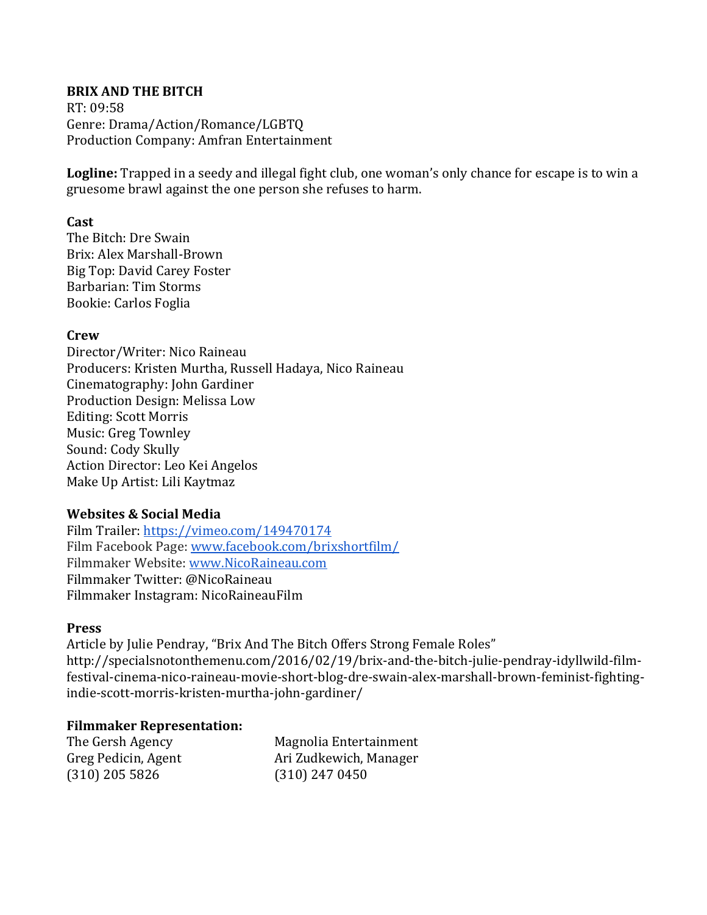**BRIX AND THE BITCH**
RT: 09:58
Genre: Drama/Action/Romance/LGBTQ
Production Company: Amfran Entertainment

**Logline:** Trapped in a seedy and illegal fight club, one woman's only chance for escape is to win a gruesome brawl against the one person she refuses to harm.

**Cast**
The Bitch: Dre Swain
Brix: Alex Marshall-Brown
Big Top: David Carey Foster
Barbarian: Tim Storms
Bookie: Carlos Foglia

**Crew**
Director/Writer: Nico Raineau
Producers: Kristen Murtha, Russell Hadaya, Nico Raineau
Cinematography: John Gardiner
Production Design: Melissa Low
Editing: Scott Morris
Music: Greg Townley
Sound: Cody Skully
Action Director: Leo Kei Angelos
Make Up Artist: Lili Kaytmaz

**Websites & Social Media**
Film Trailer: https://vimeo.com/149470174
Film Facebook Page: www.facebook.com/brixshortfilm/
Filmmaker Website: www.NicoRaineau.com
Filmmaker Twitter: @NicoRaineau
Filmmaker Instagram: NicoRaineauFilm

**Press**
Article by Julie Pendray, "Brix And The Bitch Offers Strong Female Roles"
http://specialsnotonthemenu.com/2016/02/19/brix-and-the-bitch-julie-pendray-idyllwild-film-festival-cinema-nico-raineau-movie-short-blog-dre-swain-alex-marshall-brown-feminist-fighting-indie-scott-morris-kristen-murtha-john-gardiner/

**Filmmaker Representation:**

| | |
|---|---|
| The Gersh Agency | Magnolia Entertainment |
| Greg Pedicin, Agent | Ari Zudkewich, Manager |
| (310) 205 5826 | (310) 247 0450 |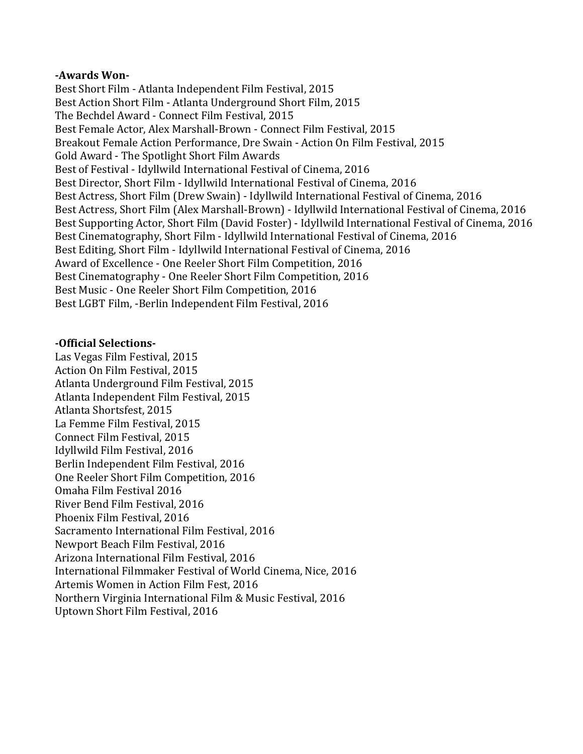**-Awards Won-**

Best Short Film - Atlanta Independent Film Festival, 2015
Best Action Short Film - Atlanta Underground Short Film, 2015
The Bechdel Award - Connect Film Festival, 2015
Best Female Actor, Alex Marshall-Brown - Connect Film Festival, 2015
Breakout Female Action Performance, Dre Swain - Action On Film Festival, 2015
Gold Award - The Spotlight Short Film Awards
Best of Festival - Idyllwild International Festival of Cinema, 2016
Best Director, Short Film - Idyllwild International Festival of Cinema, 2016
Best Actress, Short Film (Drew Swain) - Idyllwild International Festival of Cinema, 2016
Best Actress, Short Film (Alex Marshall-Brown) - Idyllwild International Festival of Cinema, 2016
Best Supporting Actor, Short Film (David Foster) - Idyllwild International Festival of Cinema, 2016
Best Cinematography, Short Film - Idyllwild International Festival of Cinema, 2016
Best Editing, Short Film - Idyllwild International Festival of Cinema, 2016
Award of Excellence - One Reeler Short Film Competition, 2016
Best Cinematography - One Reeler Short Film Competition, 2016
Best Music - One Reeler Short Film Competition, 2016
Best LGBT Film, -Berlin Independent Film Festival, 2016

**-Official Selections-**

Las Vegas Film Festival, 2015
Action On Film Festival, 2015
Atlanta Underground Film Festival, 2015
Atlanta Independent Film Festival, 2015
Atlanta Shortsfest, 2015
La Femme Film Festival, 2015
Connect Film Festival, 2015
Idyllwild Film Festival, 2016
Berlin Independent Film Festival, 2016
One Reeler Short Film Competition, 2016
Omaha Film Festival 2016
River Bend Film Festival, 2016
Phoenix Film Festival, 2016
Sacramento International Film Festival, 2016
Newport Beach Film Festival, 2016
Arizona International Film Festival, 2016
International Filmmaker Festival of World Cinema, Nice, 2016
Artemis Women in Action Film Fest, 2016
Northern Virginia International Film & Music Festival, 2016
Uptown Short Film Festival, 2016